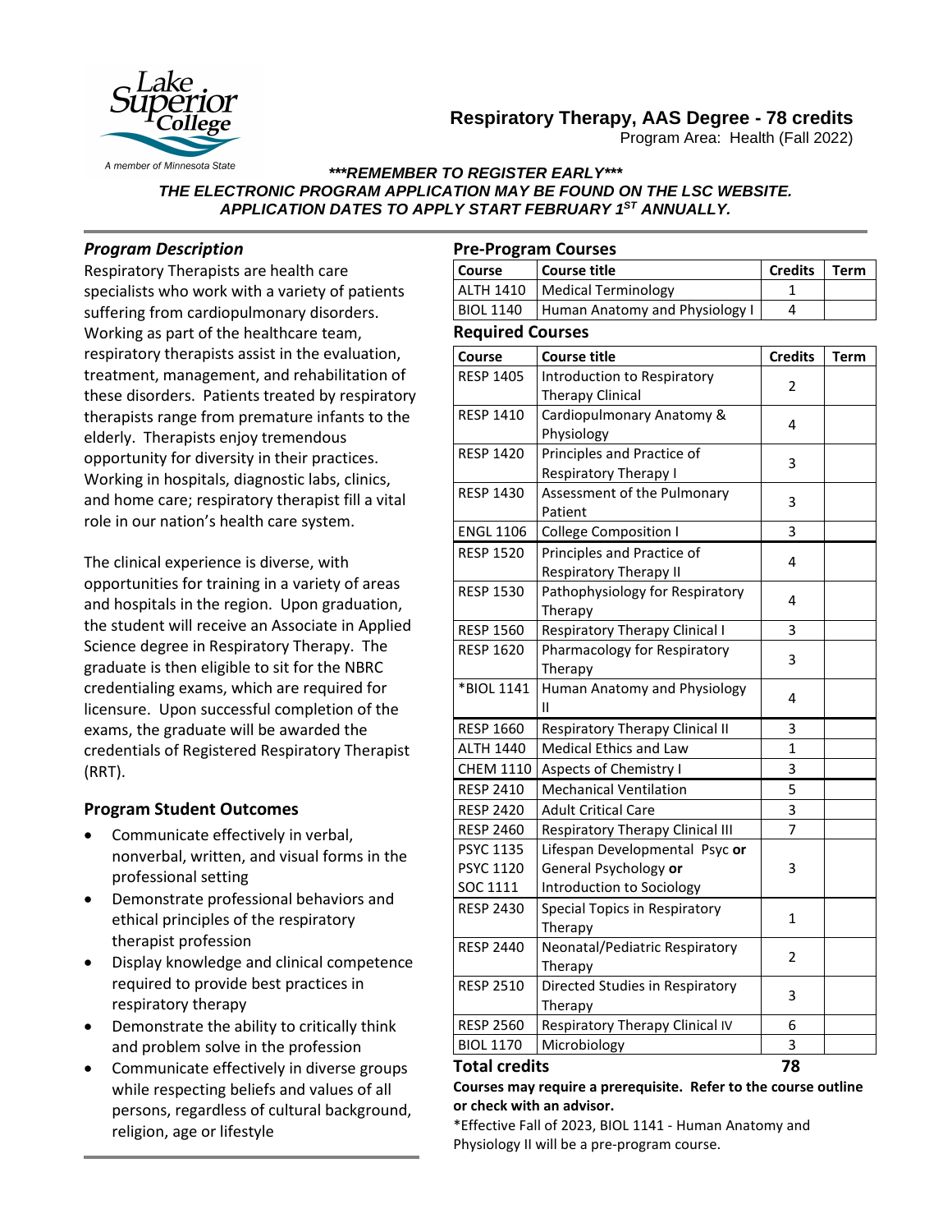Lake Superior College

A member of Minnesota State

# Respiratory Therapy, AAS Degree - 78 credits

Program Area: Health (Fall 2022)

***REMEMBER TO REGISTER EARLY***

***THE ELECTRONIC PROGRAM APPLICATION MAY BE FOUND ON THE LSC WEBSITE. APPLICATION DATES TO APPLY START FEBRUARY 1ST ANNUALLY.***

## *Program Description*

Respiratory Therapists are health care specialists who work with a variety of patients suffering from cardiopulmonary disorders. Working as part of the healthcare team, respiratory therapists assist in the evaluation, treatment, management, and rehabilitation of these disorders. Patients treated by respiratory therapists range from premature infants to the elderly. Therapists enjoy tremendous opportunity for diversity in their practices. Working in hospitals, diagnostic labs, clinics, and home care; respiratory therapist fill a vital role in our nation's health care system.

The clinical experience is diverse, with opportunities for training in a variety of areas and hospitals in the region. Upon graduation, the student will receive an Associate in Applied Science degree in Respiratory Therapy. The graduate is then eligible to sit for the NBRC credentialing exams, which are required for licensure. Upon successful completion of the exams, the graduate will be awarded the credentials of Registered Respiratory Therapist (RRT).

## Program Student Outcomes

- Communicate effectively in verbal, nonverbal, written, and visual forms in the professional setting
- Demonstrate professional behaviors and ethical principles of the respiratory therapist profession
- Display knowledge and clinical competence required to provide best practices in respiratory therapy
- Demonstrate the ability to critically think and problem solve in the profession
- Communicate effectively in diverse groups while respecting beliefs and values of all persons, regardless of cultural background, religion, age or lifestyle

## Pre-Program Courses

| Course | Course title | Credits | Term |
|---|---|---|---|
| ALTH 1410 | Medical Terminology | 1 | |
| BIOL 1140 | Human Anatomy and Physiology I | 4 | |

## Required Courses

| Course | Course title | Credits | Term |
|---|---|---|---|
| RESP 1405 | Introduction to Respiratory Therapy Clinical | 2 | |
| RESP 1410 | Cardiopulmonary Anatomy & Physiology | 4 | |
| RESP 1420 | Principles and Practice of Respiratory Therapy I | 3 | |
| RESP 1430 | Assessment of the Pulmonary Patient | 3 | |
| ENGL 1106 | College Composition I | 3 | |
| RESP 1520 | Principles and Practice of Respiratory Therapy II | 4 | |
| RESP 1530 | Pathophysiology for Respiratory Therapy | 4 | |
| RESP 1560 | Respiratory Therapy Clinical I | 3 | |
| RESP 1620 | Pharmacology for Respiratory Therapy | 3 | |
| *BIOL 1141 | Human Anatomy and Physiology II | 4 | |
| RESP 1660 | Respiratory Therapy Clinical II | 3 | |
| ALTH 1440 | Medical Ethics and Law | 1 | |
| CHEM 1110 | Aspects of Chemistry I | 3 | |
| RESP 2410 | Mechanical Ventilation | 5 | |
| RESP 2420 | Adult Critical Care | 3 | |
| RESP 2460 | Respiratory Therapy Clinical III | 7 | |
| PSYC 1135<br>PSYC 1120<br>SOC 1111 | Lifespan Developmental Psyc **or**<br>General Psychology **or**<br>Introduction to Sociology | 3 | |
| RESP 2430 | Special Topics in Respiratory Therapy | 1 | |
| RESP 2440 | Neonatal/Pediatric Respiratory Therapy | 2 | |
| RESP 2510 | Directed Studies in Respiratory Therapy | 3 | |
| RESP 2560 | Respiratory Therapy Clinical IV | 6 | |
| BIOL 1170 | Microbiology | 3 | |
| **Total credits** | | **78** | |

**Courses may require a prerequisite. Refer to the course outline or check with an advisor.**

*Effective Fall of 2023, BIOL 1141 - Human Anatomy and Physiology II will be a pre-program course.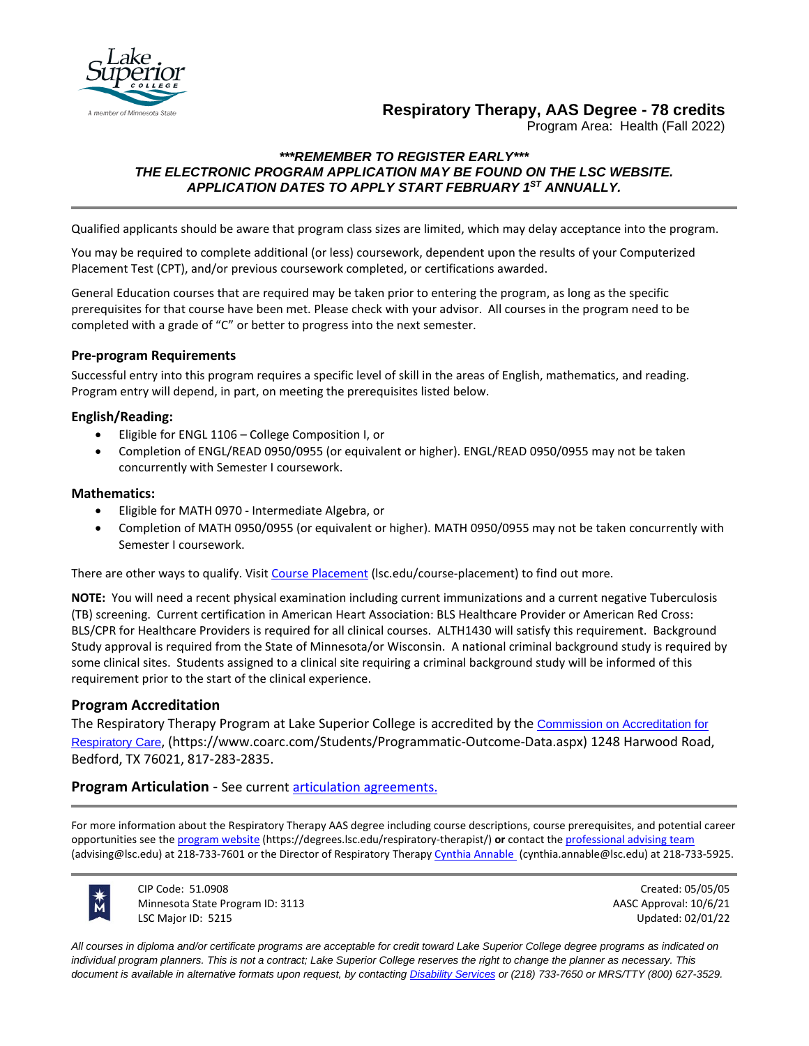# Respiratory Therapy, AAS Degree - 78 credits

Program Area: Health (Fall 2022)

***\*\*\*REMEMBER TO REGISTER EARLY\*\*\****
***THE ELECTRONIC PROGRAM APPLICATION MAY BE FOUND ON THE LSC WEBSITE.***
***APPLICATION DATES TO APPLY START FEBRUARY 1ST ANNUALLY.***

Qualified applicants should be aware that program class sizes are limited, which may delay acceptance into the program.

You may be required to complete additional (or less) coursework, dependent upon the results of your Computerized Placement Test (CPT), and/or previous coursework completed, or certifications awarded.

General Education courses that are required may be taken prior to entering the program, as long as the specific prerequisites for that course have been met. Please check with your advisor. All courses in the program need to be completed with a grade of "C" or better to progress into the next semester.

### Pre-program Requirements

Successful entry into this program requires a specific level of skill in the areas of English, mathematics, and reading. Program entry will depend, in part, on meeting the prerequisites listed below.

### English/Reading:

- Eligible for ENGL 1106 – College Composition I, or
- Completion of ENGL/READ 0950/0955 (or equivalent or higher). ENGL/READ 0950/0955 may not be taken concurrently with Semester I coursework.

### Mathematics:

- Eligible for MATH 0970 - Intermediate Algebra, or
- Completion of MATH 0950/0955 (or equivalent or higher). MATH 0950/0955 may not be taken concurrently with Semester I coursework.

There are other ways to qualify. Visit Course Placement (lsc.edu/course-placement) to find out more.

**NOTE:** You will need a recent physical examination including current immunizations and a current negative Tuberculosis (TB) screening. Current certification in American Heart Association: BLS Healthcare Provider or American Red Cross: BLS/CPR for Healthcare Providers is required for all clinical courses. ALTH1430 will satisfy this requirement. Background Study approval is required from the State of Minnesota/or Wisconsin. A national criminal background study is required by some clinical sites. Students assigned to a clinical site requiring a criminal background study will be informed of this requirement prior to the start of the clinical experience.

## Program Accreditation

The Respiratory Therapy Program at Lake Superior College is accredited by the Commission on Accreditation for Respiratory Care, (https://www.coarc.com/Students/Programmatic-Outcome-Data.aspx) 1248 Harwood Road, Bedford, TX 76021, 817-283-2835.

## Program Articulation - See current articulation agreements.

For more information about the Respiratory Therapy AAS degree including course descriptions, course prerequisites, and potential career opportunities see the program website (https://degrees.lsc.edu/respiratory-therapist/) **or** contact the professional advising team (advising@lsc.edu) at 218-733-7601 or the Director of Respiratory Therapy Cynthia Annable (cynthia.annable@lsc.edu) at 218-733-5925.

CIP Code: 51.0908
Minnesota State Program ID: 3113
LSC Major ID: 5215

Created: 05/05/05
AASC Approval: 10/6/21
Updated: 02/01/22

*All courses in diploma and/or certificate programs are acceptable for credit toward Lake Superior College degree programs as indicated on individual program planners. This is not a contract; Lake Superior College reserves the right to change the planner as necessary. This document is available in alternative formats upon request, by contacting Disability Services or (218) 733-7650 or MRS/TTY (800) 627-3529.*